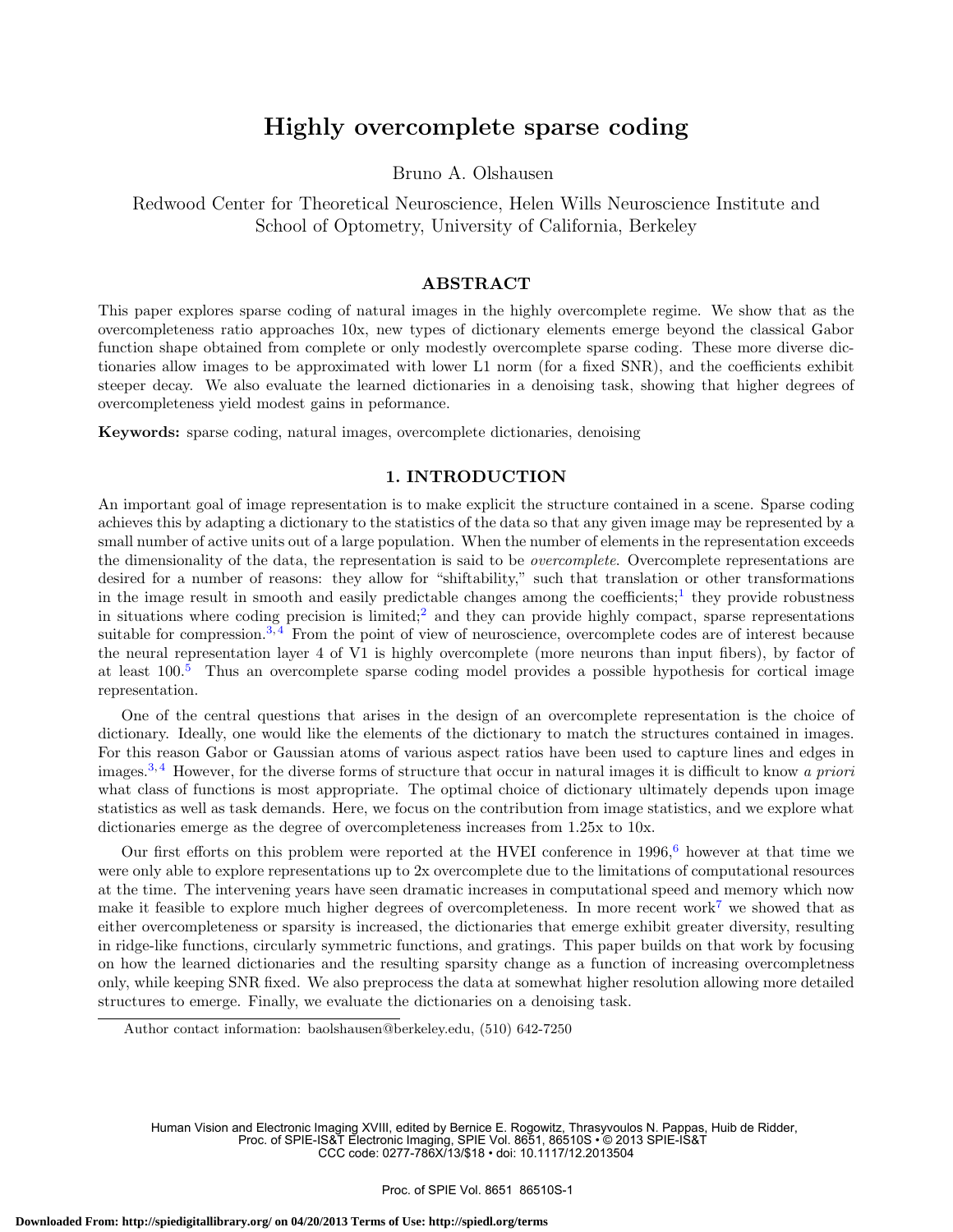# Highly overcomplete sparse coding

Bruno A. Olshausen

Redwood Center for Theoretical Neuroscience, Helen Wills Neuroscience Institute and School of Optometry, University of California, Berkeley

## ABSTRACT

This paper explores sparse coding of natural images in the highly overcomplete regime. We show that as the overcompleteness ratio approaches 10x, new types of dictionary elements emerge beyond the classical Gabor function shape obtained from complete or only modestly overcomplete sparse coding. These more diverse dictionaries allow images to be approximated with lower L1 norm (for a fixed SNR), and the coefficients exhibit steeper decay. We also evaluate the learned dictionaries in a denoising task, showing that higher degrees of overcompleteness yield modest gains in peformance.

**Keywords:** sparse coding, natural images, overcomplete dictionaries, denoising

## 1. INTRODUCTION

An important goal of image representation is to make explicit the structure contained in a scene. Sparse coding achieves this by adapting a dictionary to the statistics of the data so that any given image may be represented by a small number of active units out of a large population. When the number of elements in the representation exceeds the dimensionality of the data, the representation is said to be *overcomplete*. Overcomplete representations are desired for a number of reasons: they allow for "shiftability," such that translation or other transformations in the image result in smooth and easily predictable changes among the coefficients;[1] they provide robustness in situations where coding precision is limited;[2] and they can provide highly compact, sparse representations suitable for compression.[3,4] From the point of view of neuroscience, overcomplete codes are of interest because the neural representation layer 4 of V1 is highly overcomplete (more neurons than input fibers), by factor of at least 100.[5] Thus an overcomplete sparse coding model provides a possible hypothesis for cortical image representation.

One of the central questions that arises in the design of an overcomplete representation is the choice of dictionary. Ideally, one would like the elements of the dictionary to match the structures contained in images. For this reason Gabor or Gaussian atoms of various aspect ratios have been used to capture lines and edges in images.[3,4] However, for the diverse forms of structure that occur in natural images it is difficult to know *a priori* what class of functions is most appropriate. The optimal choice of dictionary ultimately depends upon image statistics as well as task demands. Here, we focus on the contribution from image statistics, and we explore what dictionaries emerge as the degree of overcompleteness increases from 1.25x to 10x.

Our first efforts on this problem were reported at the HVEI conference in 1996,[6] however at that time we were only able to explore representations up to 2x overcomplete due to the limitations of computational resources at the time. The intervening years have seen dramatic increases in computational speed and memory which now make it feasible to explore much higher degrees of overcompleteness. In more recent work[7] we showed that as either overcompleteness or sparsity is increased, the dictionaries that emerge exhibit greater diversity, resulting in ridge-like functions, circularly symmetric functions, and gratings. This paper builds on that work by focusing on how the learned dictionaries and the resulting sparsity change as a function of increasing overcompletness only, while keeping SNR fixed. We also preprocess the data at somewhat higher resolution allowing more detailed structures to emerge. Finally, we evaluate the dictionaries on a denoising task.

Author contact information: baolshausen@berkeley.edu, (510) 642-7250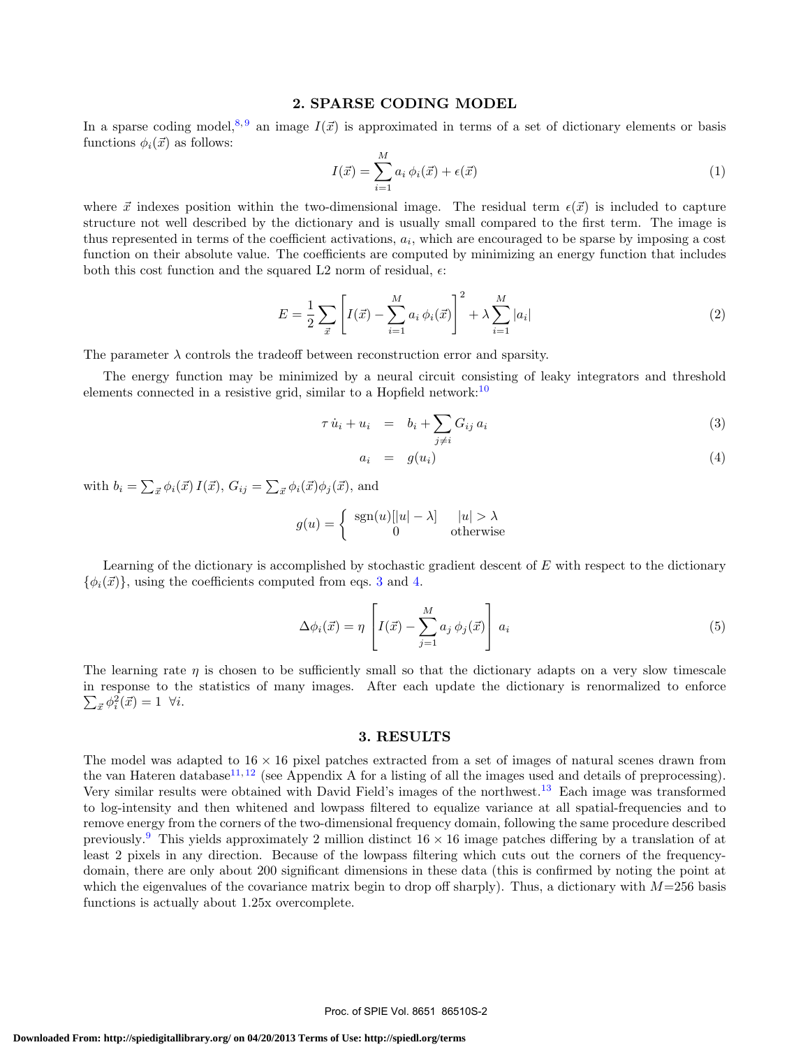## 2. SPARSE CODING MODEL

In a sparse coding model,[8,9] an image $I(\vec{x})$ is approximated in terms of a set of dictionary elements or basis functions $\phi_i(\vec{x})$ as follows:

$$I(\vec{x}) = \sum_{i=1}^{M} a_i \, \phi_i(\vec{x}) + \epsilon(\vec{x}) \tag{1}$$

where $\vec{x}$ indexes position within the two-dimensional image. The residual term $\epsilon(\vec{x})$ is included to capture structure not well described by the dictionary and is usually small compared to the first term. The image is thus represented in terms of the coefficient activations, $a_i$, which are encouraged to be sparse by imposing a cost function on their absolute value. The coefficients are computed by minimizing an energy function that includes both this cost function and the squared L2 norm of residual, $\epsilon$:

$$E = \frac{1}{2} \sum_{\vec{x}} \left[ I(\vec{x}) - \sum_{i=1}^{M} a_i \, \phi_i(\vec{x}) \right]^2 + \lambda \sum_{i=1}^{M} |a_i| \tag{2}$$

The parameter $\lambda$ controls the tradeoff between reconstruction error and sparsity.

The energy function may be minimized by a neural circuit consisting of leaky integrators and threshold elements connected in a resistive grid, similar to a Hopfield network:[10]

$$\tau \, \dot{u}_i + u_i = b_i + \sum_{j \neq i} G_{ij} \, a_i \tag{3}$$

$$a_i = g(u_i) \tag{4}$$

with $b_i = \sum_{\vec{x}} \phi_i(\vec{x}) \, I(\vec{x})$, $G_{ij} = \sum_{\vec{x}} \phi_i(\vec{x}) \phi_j(\vec{x})$, and

$$g(u) = \begin{cases} \operatorname{sgn}(u)[|u| - \lambda] & |u| > \lambda \\ 0 & \text{otherwise} \end{cases}$$

Learning of the dictionary is accomplished by stochastic gradient descent of $E$ with respect to the dictionary $\{\phi_i(\vec{x})\}$, using the coefficients computed from eqs. 3 and 4.

$$\Delta \phi_i(\vec{x}) = \eta \left[ I(\vec{x}) - \sum_{j=1}^{M} a_j \, \phi_j(\vec{x}) \right] a_i \tag{5}$$

The learning rate $\eta$ is chosen to be sufficiently small so that the dictionary adapts on a very slow timescale in response to the statistics of many images. After each update the dictionary is renormalized to enforce $\sum_{\vec{x}} \phi_i^2(\vec{x}) = 1 \;\; \forall i$.

## 3. RESULTS

The model was adapted to $16 \times 16$ pixel patches extracted from a set of images of natural scenes drawn from the van Hateren database[11,12] (see Appendix A for a listing of all the images used and details of preprocessing). Very similar results were obtained with David Field's images of the northwest.[13] Each image was transformed to log-intensity and then whitened and lowpass filtered to equalize variance at all spatial-frequencies and to remove energy from the corners of the two-dimensional frequency domain, following the same procedure described previously.[9] This yields approximately 2 million distinct $16 \times 16$ image patches differing by a translation of at least 2 pixels in any direction. Because of the lowpass filtering which cuts out the corners of the frequency-domain, there are only about 200 significant dimensions in these data (this is confirmed by noting the point at which the eigenvalues of the covariance matrix begin to drop off sharply). Thus, a dictionary with $M$=256 basis functions is actually about 1.25x overcomplete.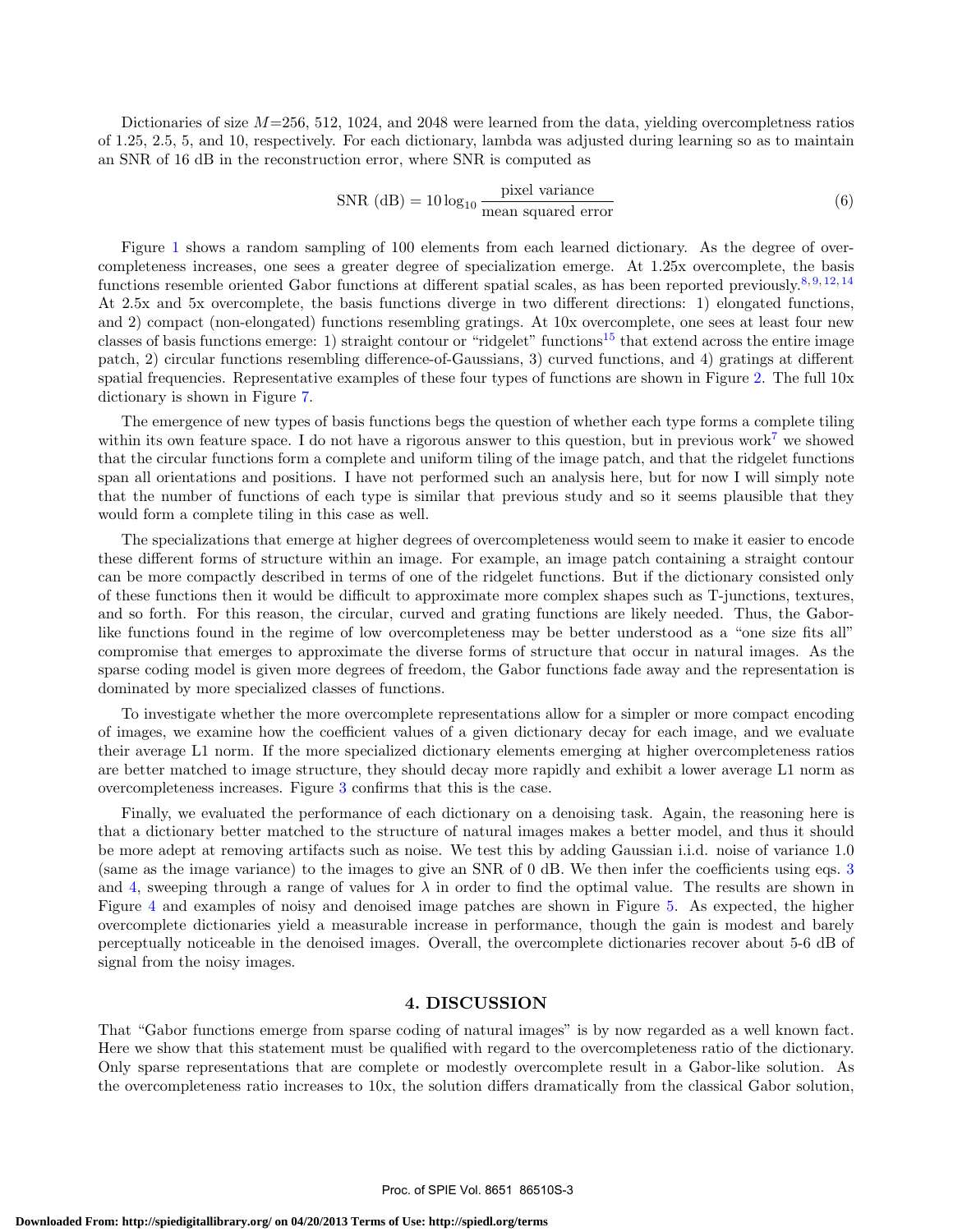Dictionaries of size $M$=256, 512, 1024, and 2048 were learned from the data, yielding overcompletness ratios of 1.25, 2.5, 5, and 10, respectively. For each dictionary, lambda was adjusted during learning so as to maintain an SNR of 16 dB in the reconstruction error, where SNR is computed as

$$\text{SNR (dB)} = 10 \log_{10} \frac{\text{pixel variance}}{\text{mean squared error}} \tag{6}$$

Figure 1 shows a random sampling of 100 elements from each learned dictionary. As the degree of overcompleteness increases, one sees a greater degree of specialization emerge. At 1.25x overcomplete, the basis functions resemble oriented Gabor functions at different spatial scales, as has been reported previously.[8, 9, 12, 14] At 2.5x and 5x overcomplete, the basis functions diverge in two different directions: 1) elongated functions, and 2) compact (non-elongated) functions resembling gratings. At 10x overcomplete, one sees at least four new classes of basis functions emerge: 1) straight contour or "ridgelet" functions[15] that extend across the entire image patch, 2) circular functions resembling difference-of-Gaussians, 3) curved functions, and 4) gratings at different spatial frequencies. Representative examples of these four types of functions are shown in Figure 2. The full 10x dictionary is shown in Figure 7.

The emergence of new types of basis functions begs the question of whether each type forms a complete tiling within its own feature space. I do not have a rigorous answer to this question, but in previous work[7] we showed that the circular functions form a complete and uniform tiling of the image patch, and that the ridgelet functions span all orientations and positions. I have not performed such an analysis here, but for now I will simply note that the number of functions of each type is similar that previous study and so it seems plausible that they would form a complete tiling in this case as well.

The specializations that emerge at higher degrees of overcompleteness would seem to make it easier to encode these different forms of structure within an image. For example, an image patch containing a straight contour can be more compactly described in terms of one of the ridgelet functions. But if the dictionary consisted only of these functions then it would be difficult to approximate more complex shapes such as T-junctions, textures, and so forth. For this reason, the circular, curved and grating functions are likely needed. Thus, the Gabor-like functions found in the regime of low overcompleteness may be better understood as a "one size fits all" compromise that emerges to approximate the diverse forms of structure that occur in natural images. As the sparse coding model is given more degrees of freedom, the Gabor functions fade away and the representation is dominated by more specialized classes of functions.

To investigate whether the more overcomplete representations allow for a simpler or more compact encoding of images, we examine how the coefficient values of a given dictionary decay for each image, and we evaluate their average L1 norm. If the more specialized dictionary elements emerging at higher overcompleteness ratios are better matched to image structure, they should decay more rapidly and exhibit a lower average L1 norm as overcompleteness increases. Figure 3 confirms that this is the case.

Finally, we evaluated the performance of each dictionary on a denoising task. Again, the reasoning here is that a dictionary better matched to the structure of natural images makes a better model, and thus it should be more adept at removing artifacts such as noise. We test this by adding Gaussian i.i.d. noise of variance 1.0 (same as the image variance) to the images to give an SNR of 0 dB. We then infer the coefficients using eqs. 3 and 4, sweeping through a range of values for $\lambda$ in order to find the optimal value. The results are shown in Figure 4 and examples of noisy and denoised image patches are shown in Figure 5. As expected, the higher overcomplete dictionaries yield a measurable increase in performance, though the gain is modest and barely perceptually noticeable in the denoised images. Overall, the overcomplete dictionaries recover about 5-6 dB of signal from the noisy images.

## 4. DISCUSSION

That "Gabor functions emerge from sparse coding of natural images" is by now regarded as a well known fact. Here we show that this statement must be qualified with regard to the overcompleteness ratio of the dictionary. Only sparse representations that are complete or modestly overcomplete result in a Gabor-like solution. As the overcompleteness ratio increases to 10x, the solution differs dramatically from the classical Gabor solution,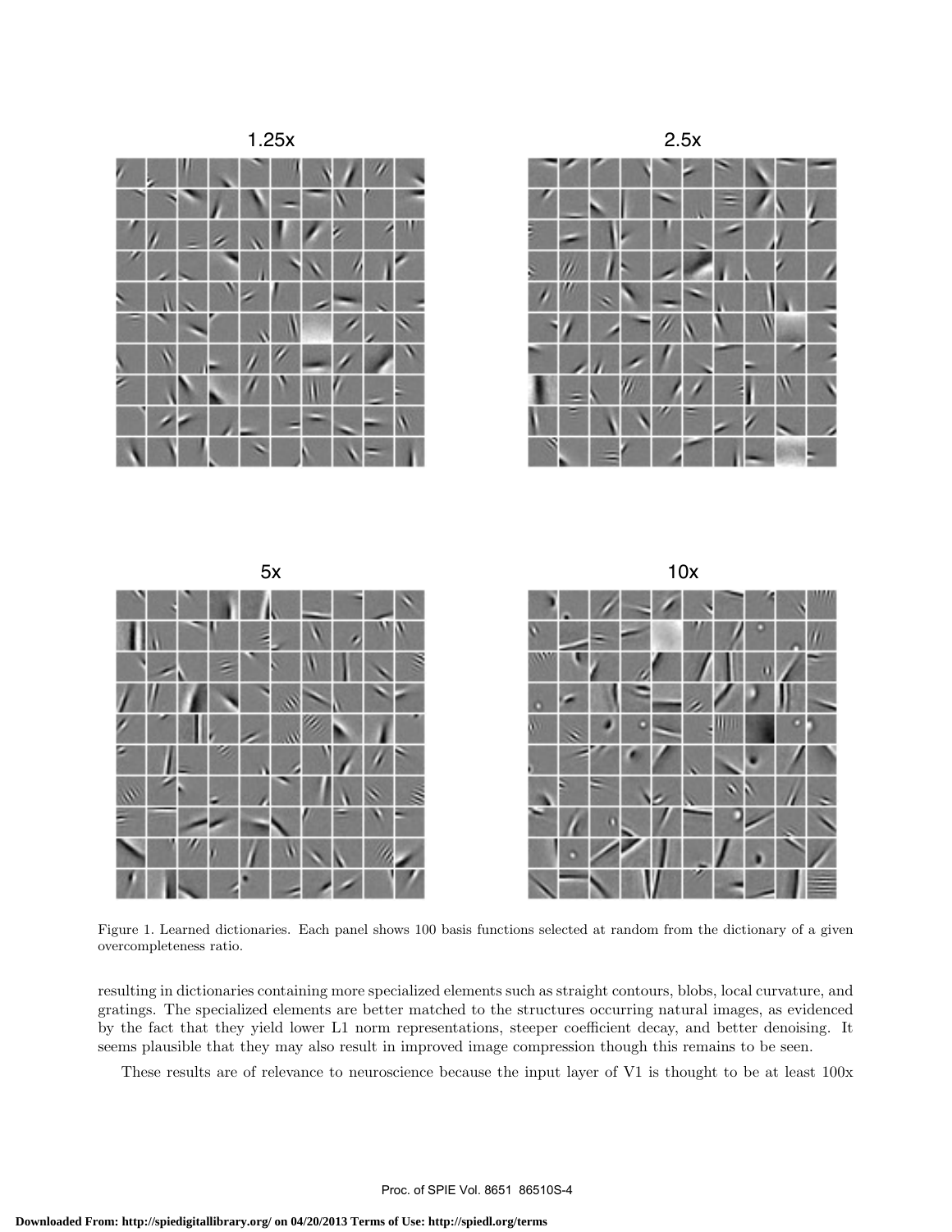Figure 1. Learned dictionaries. Each panel shows 100 basis functions selected at random from the dictionary of a given overcompleteness ratio.

resulting in dictionaries containing more specialized elements such as straight contours, blobs, local curvature, and gratings. The specialized elements are better matched to the structures occurring natural images, as evidenced by the fact that they yield lower L1 norm representations, steeper coefficient decay, and better denoising. It seems plausible that they may also result in improved image compression though this remains to be seen.

These results are of relevance to neuroscience because the input layer of V1 is thought to be at least 100x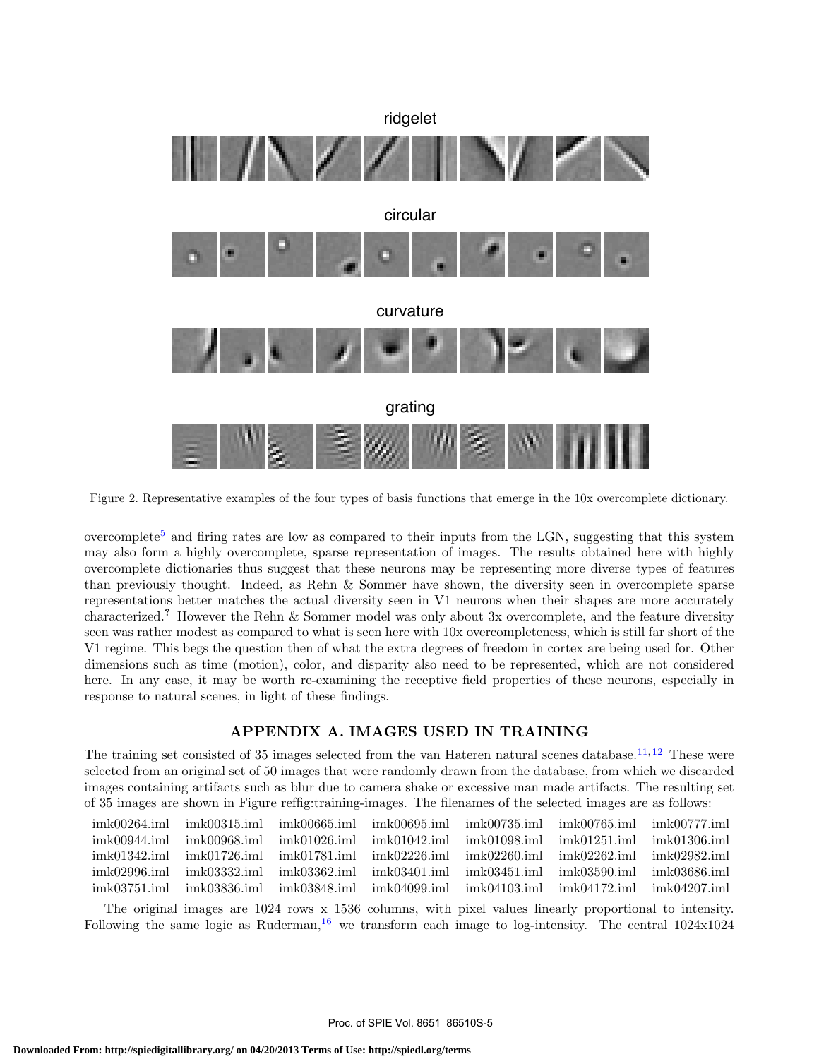Figure 2. Representative examples of the four types of basis functions that emerge in the 10x overcomplete dictionary.

overcomplete[5] and firing rates are low as compared to their inputs from the LGN, suggesting that this system may also form a highly overcomplete, sparse representation of images. The results obtained here with highly overcomplete dictionaries thus suggest that these neurons may be representing more diverse types of features than previously thought. Indeed, as Rehn & Sommer have shown, the diversity seen in overcomplete sparse representations better matches the actual diversity seen in V1 neurons when their shapes are more accurately characterized.[?] However the Rehn & Sommer model was only about 3x overcomplete, and the feature diversity seen was rather modest as compared to what is seen here with 10x overcompleteness, which is still far short of the V1 regime. This begs the question then of what the extra degrees of freedom in cortex are being used for. Other dimensions such as time (motion), color, and disparity also need to be represented, which are not considered here. In any case, it may be worth re-examining the receptive field properties of these neurons, especially in response to natural scenes, in light of these findings.

## APPENDIX A. IMAGES USED IN TRAINING

The training set consisted of 35 images selected from the van Hateren natural scenes database.[11,12] These were selected from an original set of 50 images that were randomly drawn from the database, from which we discarded images containing artifacts such as blur due to camera shake or excessive man made artifacts. The resulting set of 35 images are shown in Figure reffig:training-images. The filenames of the selected images are as follows:

| | | | | | | |
|---|---|---|---|---|---|---|
| imk00264.iml | imk00315.iml | imk00665.iml | imk00695.iml | imk00735.iml | imk00765.iml | imk00777.iml |
| imk00944.iml | imk00968.iml | imk01026.iml | imk01042.iml | imk01098.iml | imk01251.iml | imk01306.iml |
| imk01342.iml | imk01726.iml | imk01781.iml | imk02226.iml | imk02260.iml | imk02262.iml | imk02982.iml |
| imk02996.iml | imk03332.iml | imk03362.iml | imk03401.iml | imk03451.iml | imk03590.iml | imk03686.iml |
| imk03751.iml | imk03836.iml | imk03848.iml | imk04099.iml | imk04103.iml | imk04172.iml | imk04207.iml |

The original images are 1024 rows x 1536 columns, with pixel values linearly proportional to intensity. Following the same logic as Ruderman,[16] we transform each image to log-intensity. The central 1024x1024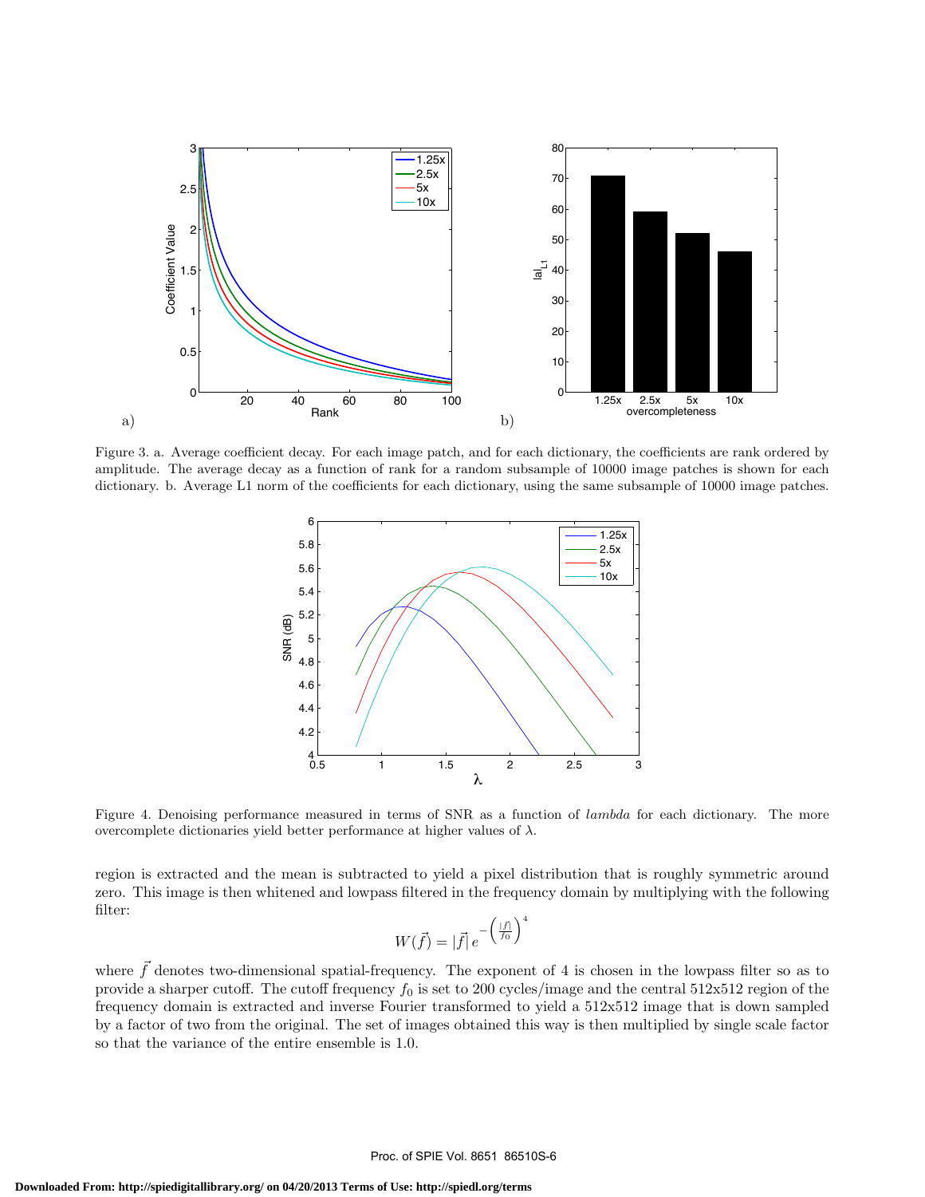Figure 3. a. Average coefficient decay. For each image patch, and for each dictionary, the coefficients are rank ordered by amplitude. The average decay as a function of rank for a random subsample of 10000 image patches is shown for each dictionary. b. Average L1 norm of the coefficients for each dictionary, using the same subsample of 10000 image patches.

Figure 4. Denoising performance measured in terms of SNR as a function of *lambda* for each dictionary. The more overcomplete dictionaries yield better performance at higher values of $\lambda$.

region is extracted and the mean is subtracted to yield a pixel distribution that is roughly symmetric around zero. This image is then whitened and lowpass filtered in the frequency domain by multiplying with the following filter:

$$W(\vec{f}) = |\vec{f}|\, e^{-\left(\frac{|\vec{f}|}{f_0}\right)^4}$$

where $\vec{f}$ denotes two-dimensional spatial-frequency. The exponent of 4 is chosen in the lowpass filter so as to provide a sharper cutoff. The cutoff frequency $f_0$ is set to 200 cycles/image and the central 512x512 region of the frequency domain is extracted and inverse Fourier transformed to yield a 512x512 image that is down sampled by a factor of two from the original. The set of images obtained this way is then multiplied by single scale factor so that the variance of the entire ensemble is 1.0.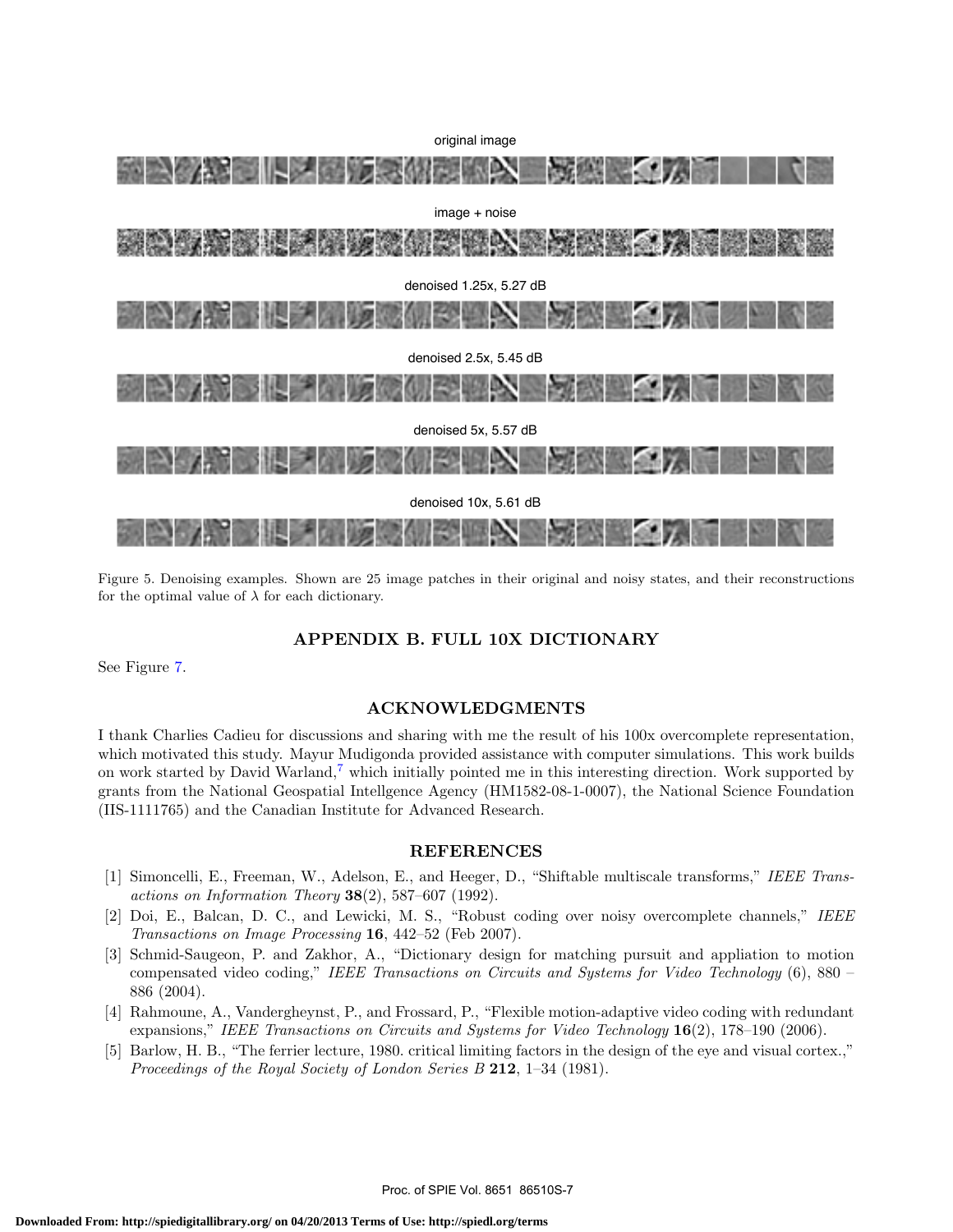original image

image + noise

denoised 1.25x, 5.27 dB

denoised 2.5x, 5.45 dB

denoised 5x, 5.57 dB

denoised 10x, 5.61 dB

Figure 5. Denoising examples. Shown are 25 image patches in their original and noisy states, and their reconstructions for the optimal value of $\lambda$ for each dictionary.

## APPENDIX B. FULL 10X DICTIONARY

See Figure 7.

## ACKNOWLEDGMENTS

I thank Charlies Cadieu for discussions and sharing with me the result of his 100x overcomplete representation, which motivated this study. Mayur Mudigonda provided assistance with computer simulations. This work builds on work started by David Warland,[7] which initially pointed me in this interesting direction. Work supported by grants from the National Geospatial Intellgence Agency (HM1582-08-1-0007), the National Science Foundation (IIS-1111765) and the Canadian Institute for Advanced Research.

## REFERENCES

[1] Simoncelli, E., Freeman, W., Adelson, E., and Heeger, D., "Shiftable multiscale transforms," *IEEE Transactions on Information Theory* **38**(2), 587–607 (1992).

[2] Doi, E., Balcan, D. C., and Lewicki, M. S., "Robust coding over noisy overcomplete channels," *IEEE Transactions on Image Processing* **16**, 442–52 (Feb 2007).

[3] Schmid-Saugeon, P. and Zakhor, A., "Dictionary design for matching pursuit and appliation to motion compensated video coding," *IEEE Transactions on Circuits and Systems for Video Technology* (6), 880 – 886 (2004).

[4] Rahmoune, A., Vandergheynst, P., and Frossard, P., "Flexible motion-adaptive video coding with redundant expansions," *IEEE Transactions on Circuits and Systems for Video Technology* **16**(2), 178–190 (2006).

[5] Barlow, H. B., "The ferrier lecture, 1980. critical limiting factors in the design of the eye and visual cortex.," *Proceedings of the Royal Society of London Series B* **212**, 1–34 (1981).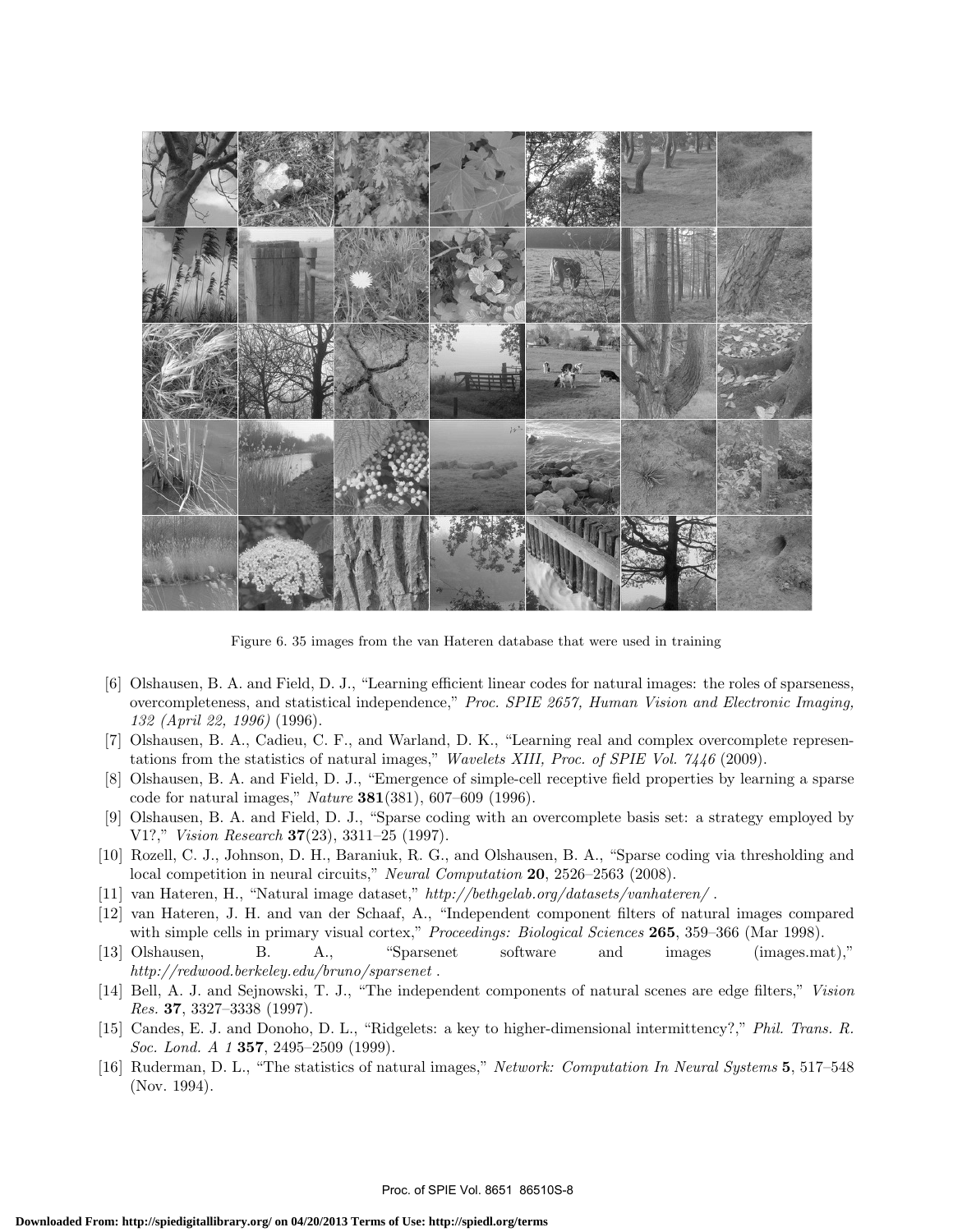Figure 6. 35 images from the van Hateren database that were used in training

[6] Olshausen, B. A. and Field, D. J., "Learning efficient linear codes for natural images: the roles of sparseness, overcompleteness, and statistical independence," *Proc. SPIE 2657, Human Vision and Electronic Imaging, 132 (April 22, 1996)* (1996).

[7] Olshausen, B. A., Cadieu, C. F., and Warland, D. K., "Learning real and complex overcomplete representations from the statistics of natural images," *Wavelets XIII, Proc. of SPIE Vol. 7446* (2009).

[8] Olshausen, B. A. and Field, D. J., "Emergence of simple-cell receptive field properties by learning a sparse code for natural images," *Nature* **381**(381), 607–609 (1996).

[9] Olshausen, B. A. and Field, D. J., "Sparse coding with an overcomplete basis set: a strategy employed by V1?," *Vision Research* **37**(23), 3311–25 (1997).

[10] Rozell, C. J., Johnson, D. H., Baraniuk, R. G., and Olshausen, B. A., "Sparse coding via thresholding and local competition in neural circuits," *Neural Computation* **20**, 2526–2563 (2008).

[11] van Hateren, H., "Natural image dataset," *http://bethgelab.org/datasets/vanhateren/* .

[12] van Hateren, J. H. and van der Schaaf, A., "Independent component filters of natural images compared with simple cells in primary visual cortex," *Proceedings: Biological Sciences* **265**, 359–366 (Mar 1998).

[13] Olshausen, B. A., "Sparsenet software and images (images.mat)," *http://redwood.berkeley.edu/bruno/sparsenet* .

[14] Bell, A. J. and Sejnowski, T. J., "The independent components of natural scenes are edge filters," *Vision Res.* **37**, 3327–3338 (1997).

[15] Candes, E. J. and Donoho, D. L., "Ridgelets: a key to higher-dimensional intermittency?," *Phil. Trans. R. Soc. Lond. A 1* **357**, 2495–2509 (1999).

[16] Ruderman, D. L., "The statistics of natural images," *Network: Computation In Neural Systems* **5**, 517–548 (Nov. 1994).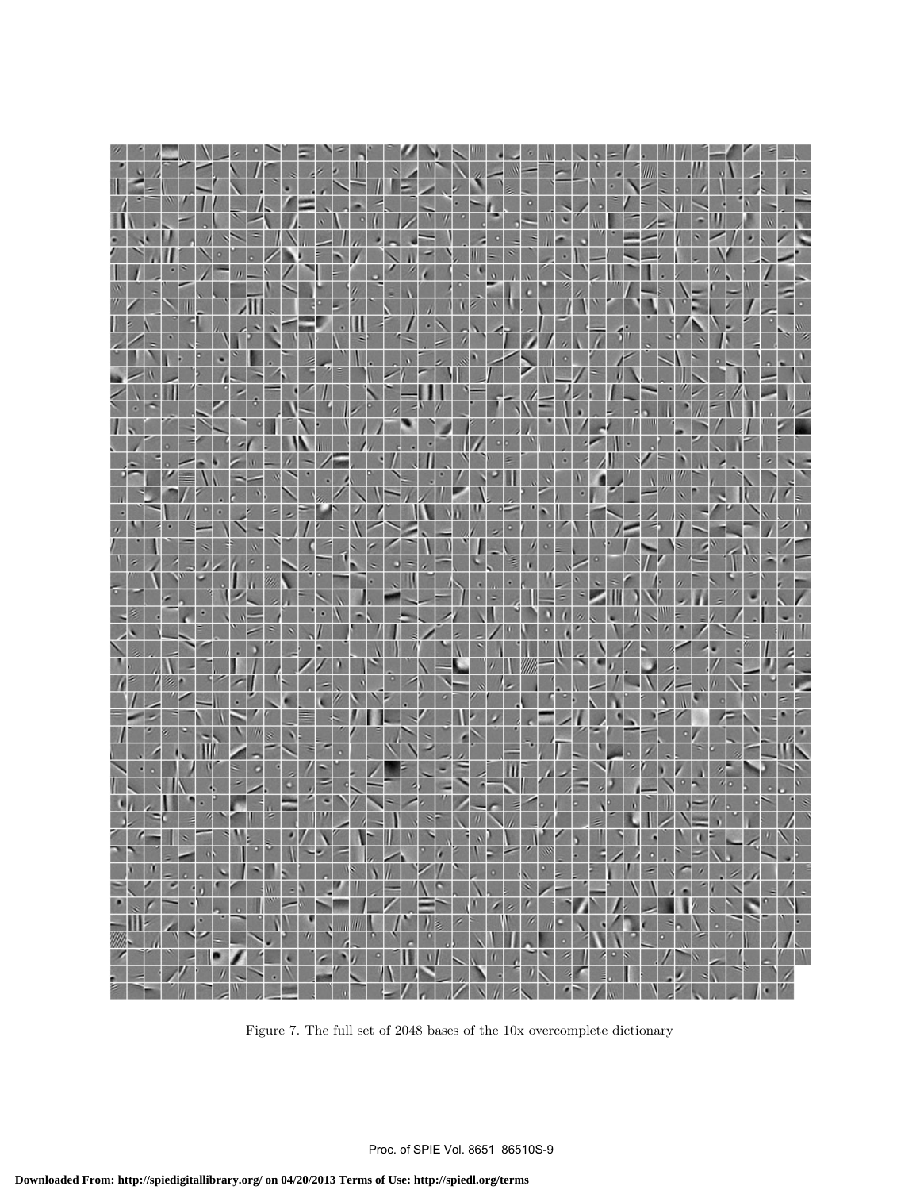Figure 7. The full set of 2048 bases of the 10x overcomplete dictionary